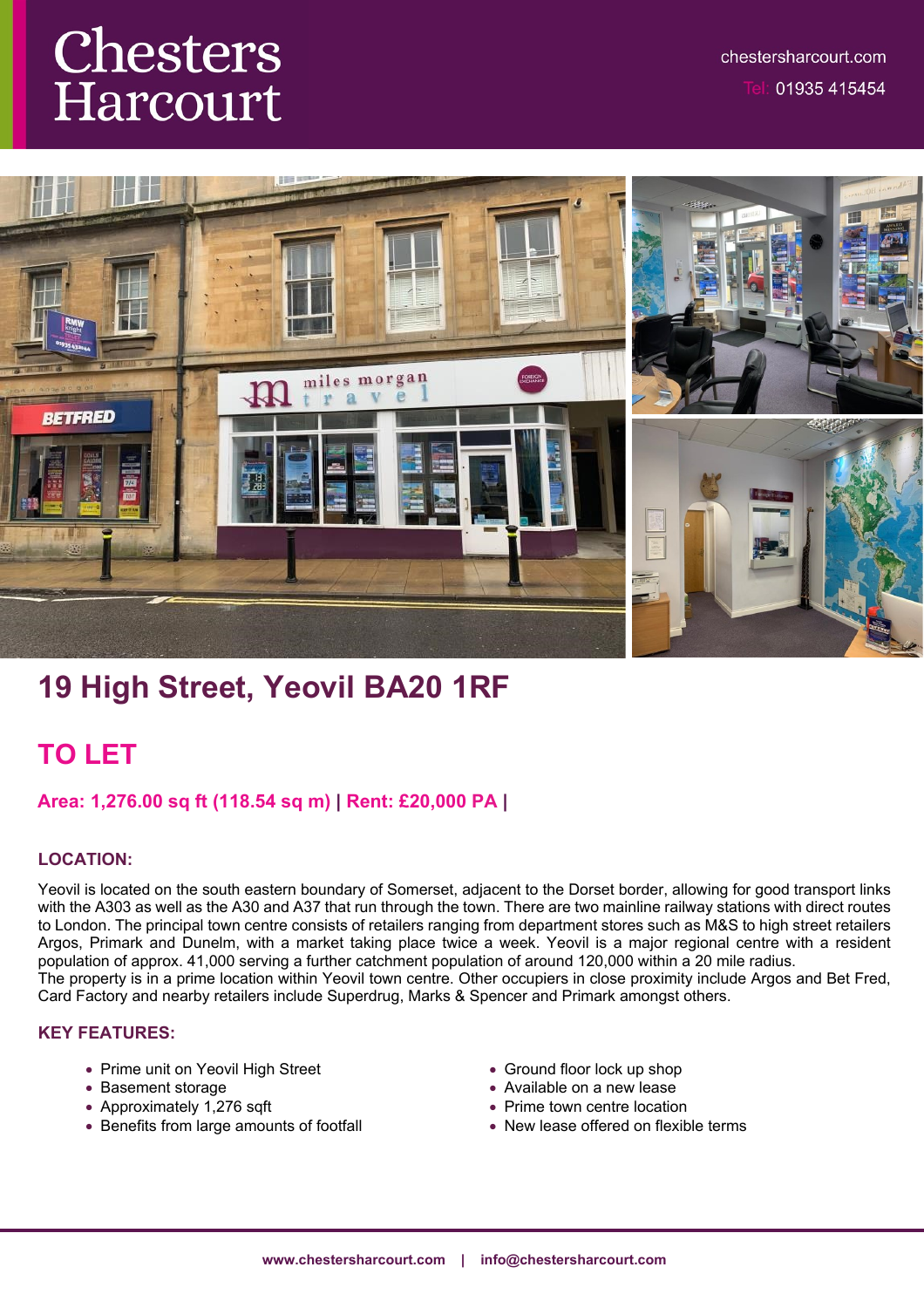# Chesters Harcourt

chestersharcourt.com

Tel: 01935 415454

## 19 High Street, Yeovil BA20 1RF

## TO LET

**Area: 1,276.00 sq ft (118.54 sq m) | Rent: £20,000 PA |**

### LOCATION:

Yeovil is located on the south eastern boundary of Somerset, adjacent to the Dorset border, allowing for good transport links with the A303 as well as the A30 and A37 that run through the town. There are two mainline railway stations with direct routes to London. The principal town centre consists of retailers ranging from department stores such as M&S to high street retailers Argos, Primark and Dunelm, with a market taking place twice a week. Yeovil is a major regional centre with a resident population of approx. 41,000 serving a further catchment population of around 120,000 within a 20 mile radius.
The property is in a prime location within Yeovil town centre. Other occupiers in close proximity include Argos and Bet Fred, Card Factory and nearby retailers include Superdrug, Marks & Spencer and Primark amongst others.

### KEY FEATURES:

- Prime unit on Yeovil High Street
- Basement storage
- Approximately 1,276 sqft
- Benefits from large amounts of footfall
- Ground floor lock up shop
- Available on a new lease
- Prime town centre location
- New lease offered on flexible terms

www.chestersharcourt.com | info@chestersharcourt.com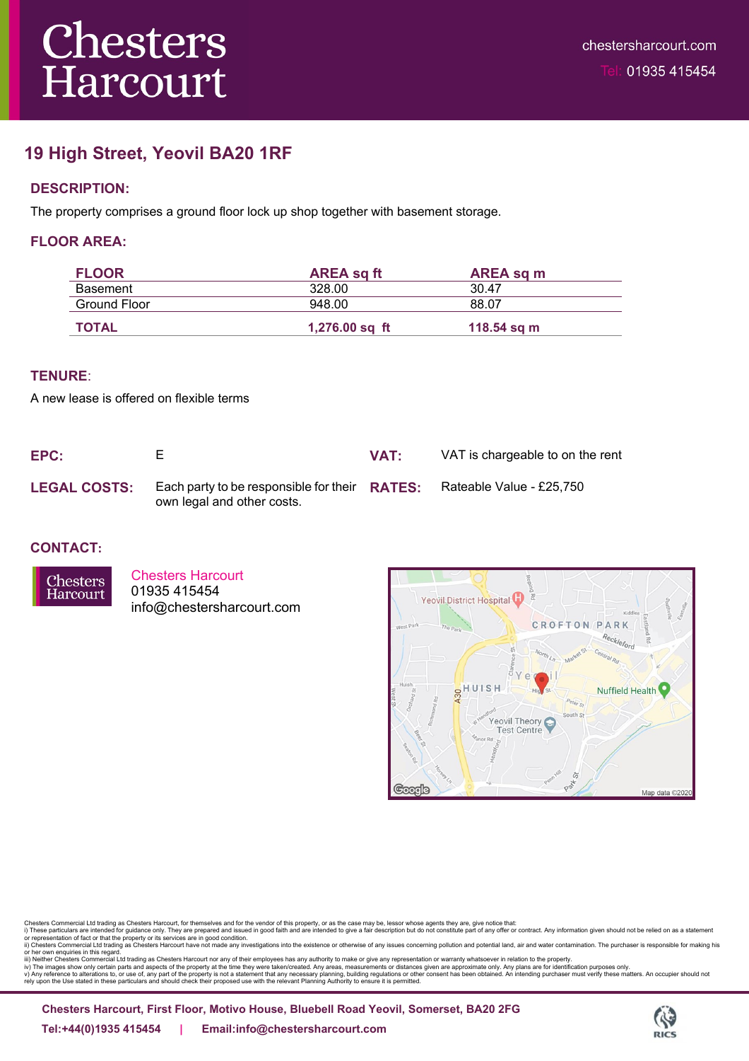# 19 High Street, Yeovil BA20 1RF

## DESCRIPTION:

The property comprises a ground floor lock up shop together with basement storage.

## FLOOR AREA:

| FLOOR | AREA sq ft | AREA sq m |
|---|---|---|
| Basement | 328.00 | 30.47 |
| Ground Floor | 948.00 | 88.07 |
| **TOTAL** | **1,276.00 sq ft** | **118.54 sq m** |

## TENURE:

A new lease is offered on flexible terms

**EPC:** E

**VAT:** VAT is chargeable to on the rent

**LEGAL COSTS:** Each party to be responsible for their own legal and other costs.

**RATES:** Rateable Value - £25,750

## CONTACT:

Chesters Harcourt
01935 415454
info@chestersharcourt.com

Chesters Commercial Ltd trading as Chesters Harcourt, for themselves and for the vendor of this property, or as the case may be, lessor whose agents they are, give notice that:
i) These particulars are intended for guidance only. They are prepared and issued in good faith and are intended to give a fair description but do not constitute part of any offer or contract. Any information given should not be relied on as a statement or representation of fact or that the property or its services are in good condition.
ii) Chesters Commercial Ltd trading as Chesters Harcourt have not made any investigations into the existence or otherwise of any issues concerning pollution and potential land, air and water contamination. The purchaser is responsible for making his or her own enquiries in this regard.
iii) Neither Chesters Commercial Ltd trading as Chesters Harcourt nor any of their employees has any authority to make or give any representation or warranty whatsoever in relation to the property.
iv) The images show only certain parts and aspects of the property at the time they were taken/created. Any areas, measurements or distances given are approximate only. Any plans are for identification purposes only.
v) Any reference to alterations to, or use of, any part of the property is not a statement that any necessary planning, building regulations or other consent has been obtained. An intending purchaser must verify these matters. An occupier should not rely upon the Use stated in these particulars and should check their proposed use with the relevant Planning Authority to ensure it is permitted.

Chesters Harcourt, First Floor, Motivo House, Bluebell Road Yeovil, Somerset, BA20 2FG
Tel:+44(0)1935 415454 | Email:info@chestersharcourt.com